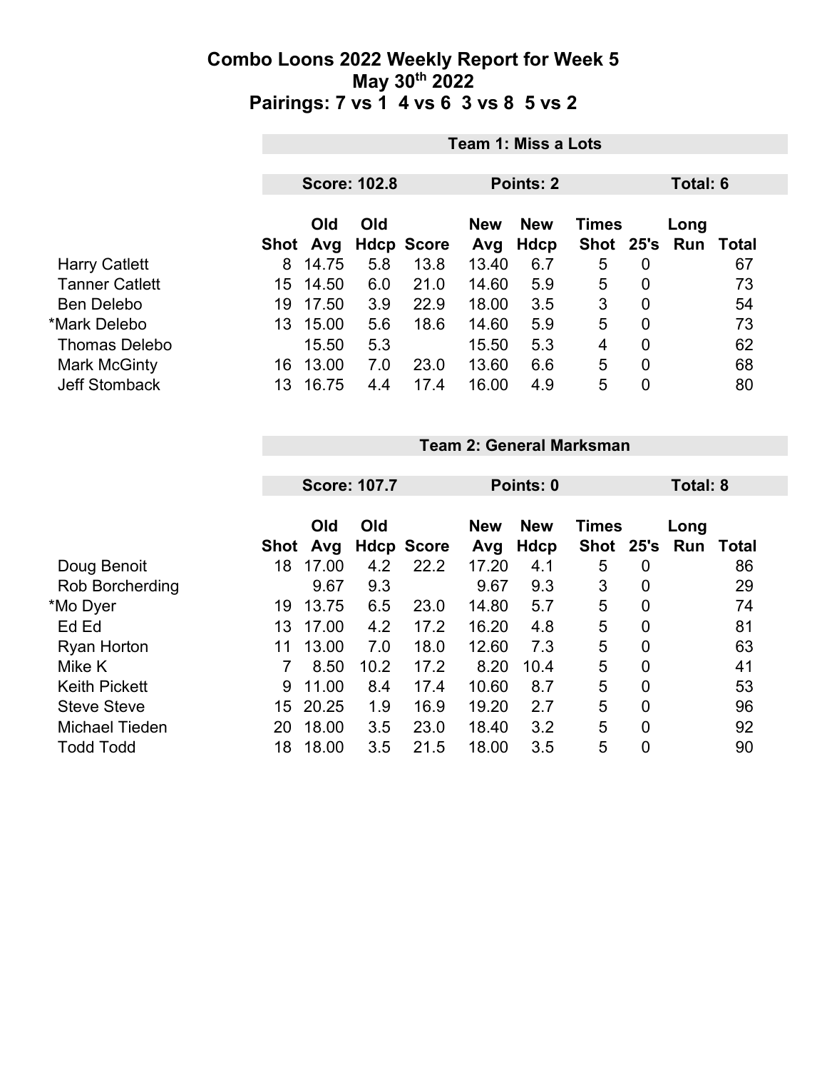# Combo Loons 2022 Weekly Report for Week 5

## May 30th 2022

## Pairings: 7 vs 1  4 vs 6  3 vs 8  5 vs 2

### Team 1: Miss a Lots

**Score: 102.8**  **Points: 2**  **Total: 6**

| | Shot | Old Avg | Old Hdcp | Score | New Avg | New Hdcp | Times Shot | 25's | Long Run | Total |
|---|---|---|---|---|---|---|---|---|---|---|
| Harry Catlett | 8 | 14.75 | 5.8 | 13.8 | 13.40 | 6.7 | 5 | 0 | | 67 |
| Tanner Catlett | 15 | 14.50 | 6.0 | 21.0 | 14.60 | 5.9 | 5 | 0 | | 73 |
| Ben Delebo | 19 | 17.50 | 3.9 | 22.9 | 18.00 | 3.5 | 3 | 0 | | 54 |
| *Mark Delebo | 13 | 15.00 | 5.6 | 18.6 | 14.60 | 5.9 | 5 | 0 | | 73 |
| Thomas Delebo | | 15.50 | 5.3 | | 15.50 | 5.3 | 4 | 0 | | 62 |
| Mark McGinty | 16 | 13.00 | 7.0 | 23.0 | 13.60 | 6.6 | 5 | 0 | | 68 |
| Jeff Stomback | 13 | 16.75 | 4.4 | 17.4 | 16.00 | 4.9 | 5 | 0 | | 80 |

### Team 2: General Marksman

**Score: 107.7**  **Points: 0**  **Total: 8**

| | Shot | Old Avg | Old Hdcp | Score | New Avg | New Hdcp | Times Shot | 25's | Long Run | Total |
|---|---|---|---|---|---|---|---|---|---|---|
| Doug Benoit | 18 | 17.00 | 4.2 | 22.2 | 17.20 | 4.1 | 5 | 0 | | 86 |
| Rob Borcherding | | 9.67 | 9.3 | | 9.67 | 9.3 | 3 | 0 | | 29 |
| *Mo Dyer | 19 | 13.75 | 6.5 | 23.0 | 14.80 | 5.7 | 5 | 0 | | 74 |
| Ed Ed | 13 | 17.00 | 4.2 | 17.2 | 16.20 | 4.8 | 5 | 0 | | 81 |
| Ryan Horton | 11 | 13.00 | 7.0 | 18.0 | 12.60 | 7.3 | 5 | 0 | | 63 |
| Mike K | 7 | 8.50 | 10.2 | 17.2 | 8.20 | 10.4 | 5 | 0 | | 41 |
| Keith Pickett | 9 | 11.00 | 8.4 | 17.4 | 10.60 | 8.7 | 5 | 0 | | 53 |
| Steve Steve | 15 | 20.25 | 1.9 | 16.9 | 19.20 | 2.7 | 5 | 0 | | 96 |
| Michael Tieden | 20 | 18.00 | 3.5 | 23.0 | 18.40 | 3.2 | 5 | 0 | | 92 |
| Todd Todd | 18 | 18.00 | 3.5 | 21.5 | 18.00 | 3.5 | 5 | 0 | | 90 |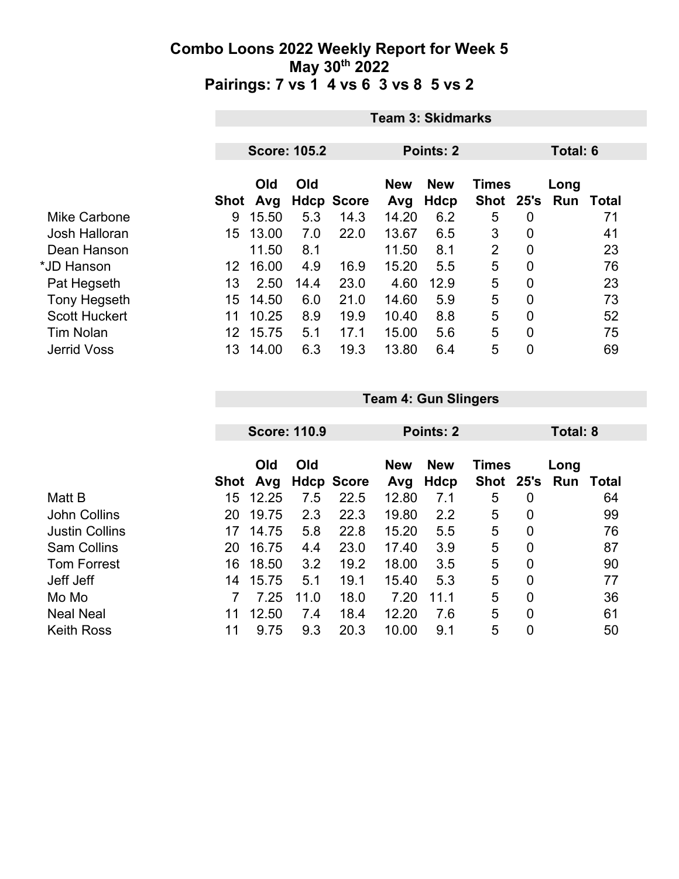# Combo Loons 2022 Weekly Report for Week 5
## May 30th 2022
## Pairings: 7 vs 1  4 vs 6  3 vs 8  5 vs 2

### Team 3: Skidmarks

**Score: 105.2** | **Points: 2** | **Total: 6**

| | Shot | Old Avg | Old Hdcp | Score | New Avg | New Hdcp | Times Shot | 25's | Long Run | Total |
|---|---|---|---|---|---|---|---|---|---|---|
| Mike Carbone | 9 | 15.50 | 5.3 | 14.3 | 14.20 | 6.2 | 5 | 0 | | 71 |
| Josh Halloran | 15 | 13.00 | 7.0 | 22.0 | 13.67 | 6.5 | 3 | 0 | | 41 |
| Dean Hanson | | 11.50 | 8.1 | | 11.50 | 8.1 | 2 | 0 | | 23 |
| *JD Hanson | 12 | 16.00 | 4.9 | 16.9 | 15.20 | 5.5 | 5 | 0 | | 76 |
| Pat Hegseth | 13 | 2.50 | 14.4 | 23.0 | 4.60 | 12.9 | 5 | 0 | | 23 |
| Tony Hegseth | 15 | 14.50 | 6.0 | 21.0 | 14.60 | 5.9 | 5 | 0 | | 73 |
| Scott Huckert | 11 | 10.25 | 8.9 | 19.9 | 10.40 | 8.8 | 5 | 0 | | 52 |
| Tim Nolan | 12 | 15.75 | 5.1 | 17.1 | 15.00 | 5.6 | 5 | 0 | | 75 |
| Jerrid Voss | 13 | 14.00 | 6.3 | 19.3 | 13.80 | 6.4 | 5 | 0 | | 69 |

### Team 4: Gun Slingers

**Score: 110.9** | **Points: 2** | **Total: 8**

| | Shot | Old Avg | Old Hdcp | Score | New Avg | New Hdcp | Times Shot | 25's | Long Run | Total |
|---|---|---|---|---|---|---|---|---|---|---|
| Matt B | 15 | 12.25 | 7.5 | 22.5 | 12.80 | 7.1 | 5 | 0 | | 64 |
| John Collins | 20 | 19.75 | 2.3 | 22.3 | 19.80 | 2.2 | 5 | 0 | | 99 |
| Justin Collins | 17 | 14.75 | 5.8 | 22.8 | 15.20 | 5.5 | 5 | 0 | | 76 |
| Sam Collins | 20 | 16.75 | 4.4 | 23.0 | 17.40 | 3.9 | 5 | 0 | | 87 |
| Tom Forrest | 16 | 18.50 | 3.2 | 19.2 | 18.00 | 3.5 | 5 | 0 | | 90 |
| Jeff Jeff | 14 | 15.75 | 5.1 | 19.1 | 15.40 | 5.3 | 5 | 0 | | 77 |
| Mo Mo | 7 | 7.25 | 11.0 | 18.0 | 7.20 | 11.1 | 5 | 0 | | 36 |
| Neal Neal | 11 | 12.50 | 7.4 | 18.4 | 12.20 | 7.6 | 5 | 0 | | 61 |
| Keith Ross | 11 | 9.75 | 9.3 | 20.3 | 10.00 | 9.1 | 5 | 0 | | 50 |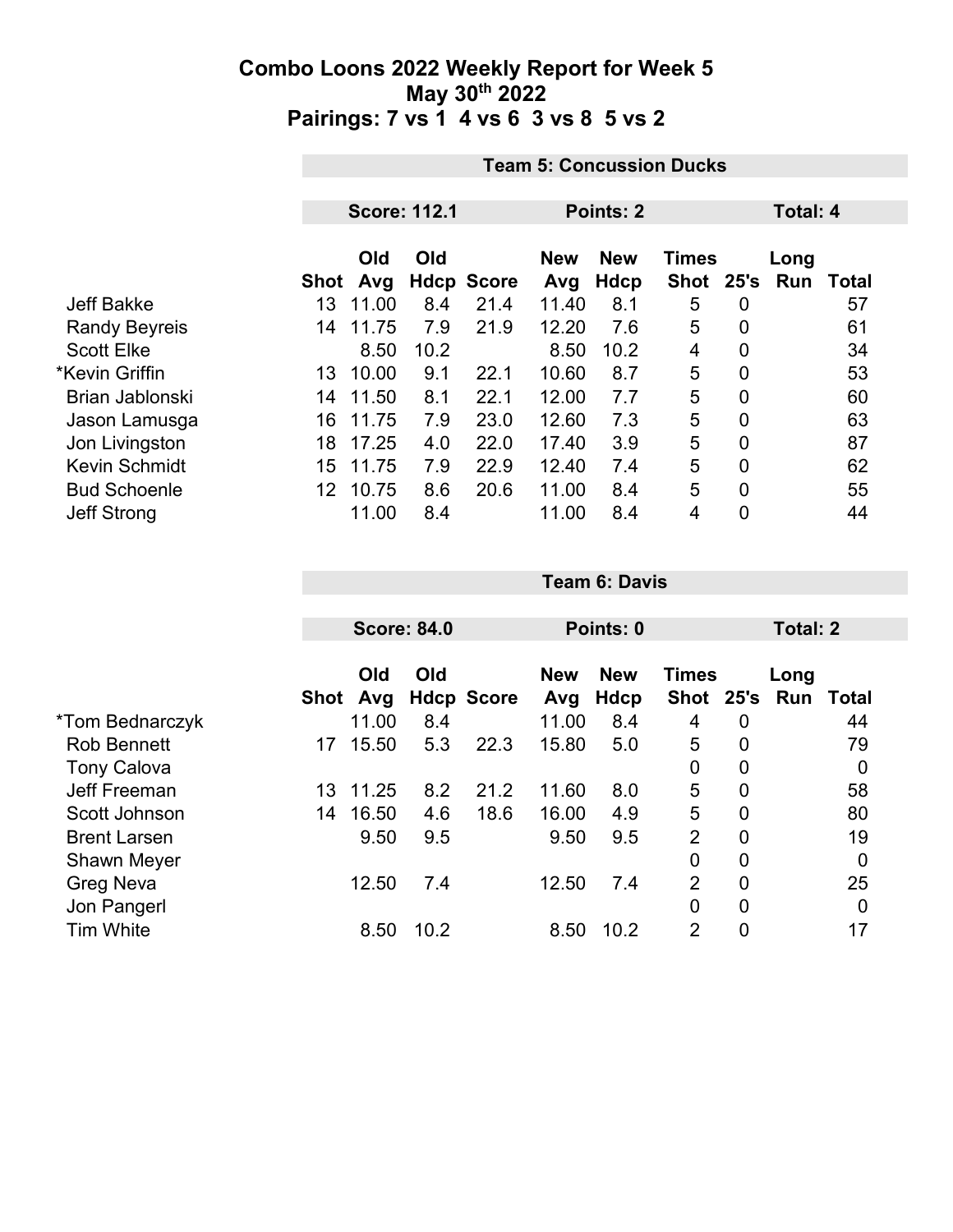# Combo Loons 2022 Weekly Report for Week 5
## May 30th 2022
## Pairings: 7 vs 1 4 vs 6 3 vs 8 5 vs 2

| | Team 5: Concussion Ducks | | | | | | | | | |
|---|---|---|---|---|---|---|---|---|---|---|
| | Score: 112.1 | | | | Points: 2 | | | Total: 4 | | |
| | Shot | Old Avg | Old Hdcp | Score | New Avg | New Hdcp | Times Shot | 25's | Long Run | Total |
| Jeff Bakke | 13 | 11.00 | 8.4 | 21.4 | 11.40 | 8.1 | 5 | 0 | | 57 |
| Randy Beyreis | 14 | 11.75 | 7.9 | 21.9 | 12.20 | 7.6 | 5 | 0 | | 61 |
| Scott Elke | | 8.50 | 10.2 | | 8.50 | 10.2 | 4 | 0 | | 34 |
| *Kevin Griffin | 13 | 10.00 | 9.1 | 22.1 | 10.60 | 8.7 | 5 | 0 | | 53 |
| Brian Jablonski | 14 | 11.50 | 8.1 | 22.1 | 12.00 | 7.7 | 5 | 0 | | 60 |
| Jason Lamusga | 16 | 11.75 | 7.9 | 23.0 | 12.60 | 7.3 | 5 | 0 | | 63 |
| Jon Livingston | 18 | 17.25 | 4.0 | 22.0 | 17.40 | 3.9 | 5 | 0 | | 87 |
| Kevin Schmidt | 15 | 11.75 | 7.9 | 22.9 | 12.40 | 7.4 | 5 | 0 | | 62 |
| Bud Schoenle | 12 | 10.75 | 8.6 | 20.6 | 11.00 | 8.4 | 5 | 0 | | 55 |
| Jeff Strong | | 11.00 | 8.4 | | 11.00 | 8.4 | 4 | 0 | | 44 |

| | Team 6: Davis | | | | | | | | | |
|---|---|---|---|---|---|---|---|---|---|---|
| | Score: 84.0 | | | | Points: 0 | | | Total: 2 | | |
| | Shot | Old Avg | Old Hdcp | Score | New Avg | New Hdcp | Times Shot | 25's | Long Run | Total |
| *Tom Bednarczyk | | 11.00 | 8.4 | | 11.00 | 8.4 | 4 | 0 | | 44 |
| Rob Bennett | 17 | 15.50 | 5.3 | 22.3 | 15.80 | 5.0 | 5 | 0 | | 79 |
| Tony Calova | | | | | | | 0 | 0 | | 0 |
| Jeff Freeman | 13 | 11.25 | 8.2 | 21.2 | 11.60 | 8.0 | 5 | 0 | | 58 |
| Scott Johnson | 14 | 16.50 | 4.6 | 18.6 | 16.00 | 4.9 | 5 | 0 | | 80 |
| Brent Larsen | | 9.50 | 9.5 | | 9.50 | 9.5 | 2 | 0 | | 19 |
| Shawn Meyer | | | | | | | 0 | 0 | | 0 |
| Greg Neva | | 12.50 | 7.4 | | 12.50 | 7.4 | 2 | 0 | | 25 |
| Jon Pangerl | | | | | | | 0 | 0 | | 0 |
| Tim White | | 8.50 | 10.2 | | 8.50 | 10.2 | 2 | 0 | | 17 |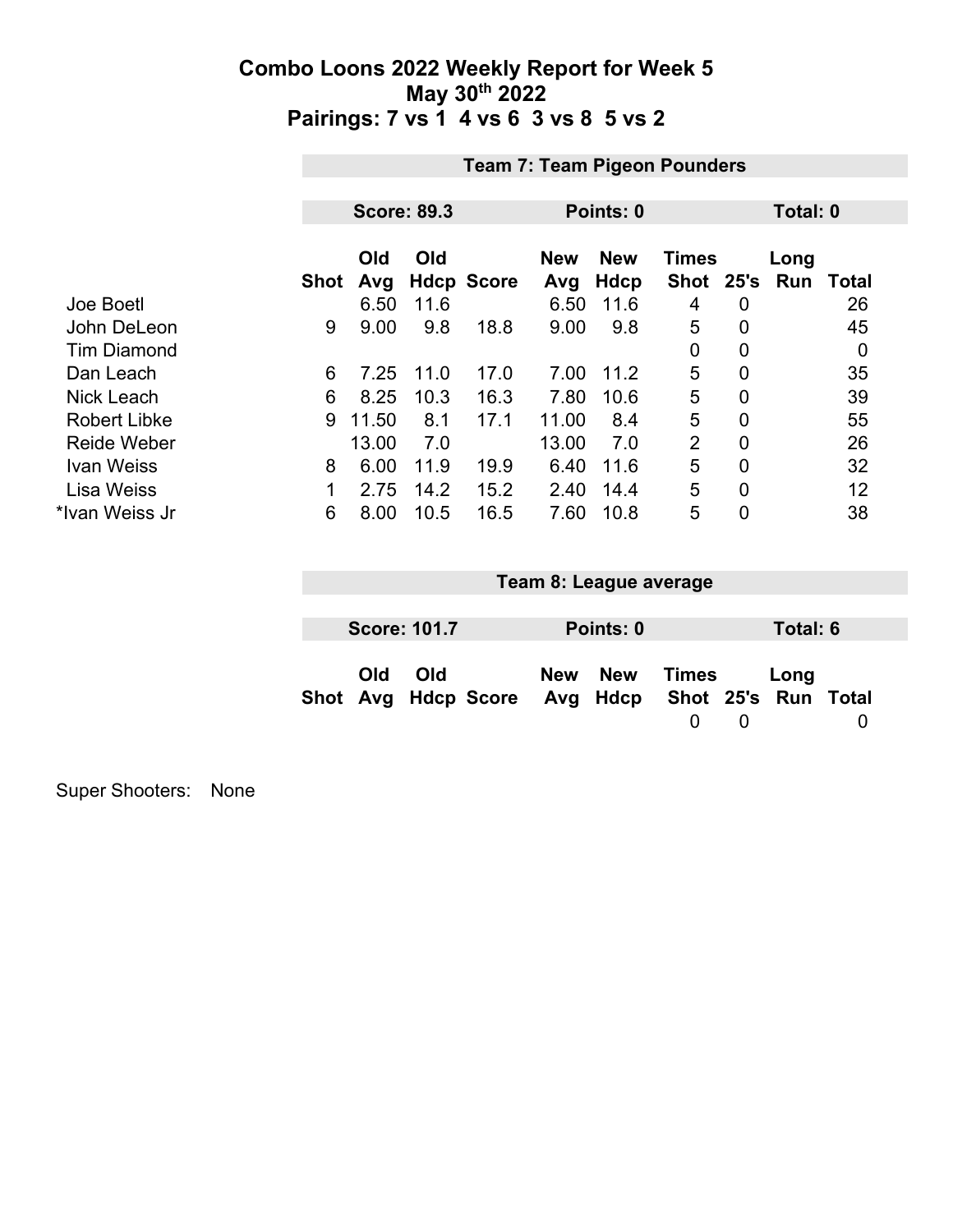# Combo Loons 2022 Weekly Report for Week 5
## May 30th 2022
## Pairings: 7 vs 1 4 vs 6 3 vs 8 5 vs 2

### Team 7: Team Pigeon Pounders

**Score: 89.3** | **Points: 0** | **Total: 0**

| | Shot | Old Avg | Old Hdcp | Score | New Avg | New Hdcp | Times Shot | 25's | Long Run | Total |
|---|---|---|---|---|---|---|---|---|---|---|
| Joe Boetl | | 6.50 | 11.6 | | 6.50 | 11.6 | 4 | 0 | | 26 |
| John DeLeon | 9 | 9.00 | 9.8 | 18.8 | 9.00 | 9.8 | 5 | 0 | | 45 |
| Tim Diamond | | | | | | | 0 | 0 | | 0 |
| Dan Leach | 6 | 7.25 | 11.0 | 17.0 | 7.00 | 11.2 | 5 | 0 | | 35 |
| Nick Leach | 6 | 8.25 | 10.3 | 16.3 | 7.80 | 10.6 | 5 | 0 | | 39 |
| Robert Libke | 9 | 11.50 | 8.1 | 17.1 | 11.00 | 8.4 | 5 | 0 | | 55 |
| Reide Weber | | 13.00 | 7.0 | | 13.00 | 7.0 | 2 | 0 | | 26 |
| Ivan Weiss | 8 | 6.00 | 11.9 | 19.9 | 6.40 | 11.6 | 5 | 0 | | 32 |
| Lisa Weiss | 1 | 2.75 | 14.2 | 15.2 | 2.40 | 14.4 | 5 | 0 | | 12 |
| *Ivan Weiss Jr | 6 | 8.00 | 10.5 | 16.5 | 7.60 | 10.8 | 5 | 0 | | 38 |

### Team 8: League average

**Score: 101.7** | **Points: 0** | **Total: 6**

| Shot | Old Avg | Old Hdcp | Score | New Avg | New Hdcp | Times Shot | 25's | Long Run | Total |
|---|---|---|---|---|---|---|---|---|---|
| | | | | | | 0 | 0 | | 0 |

Super Shooters: None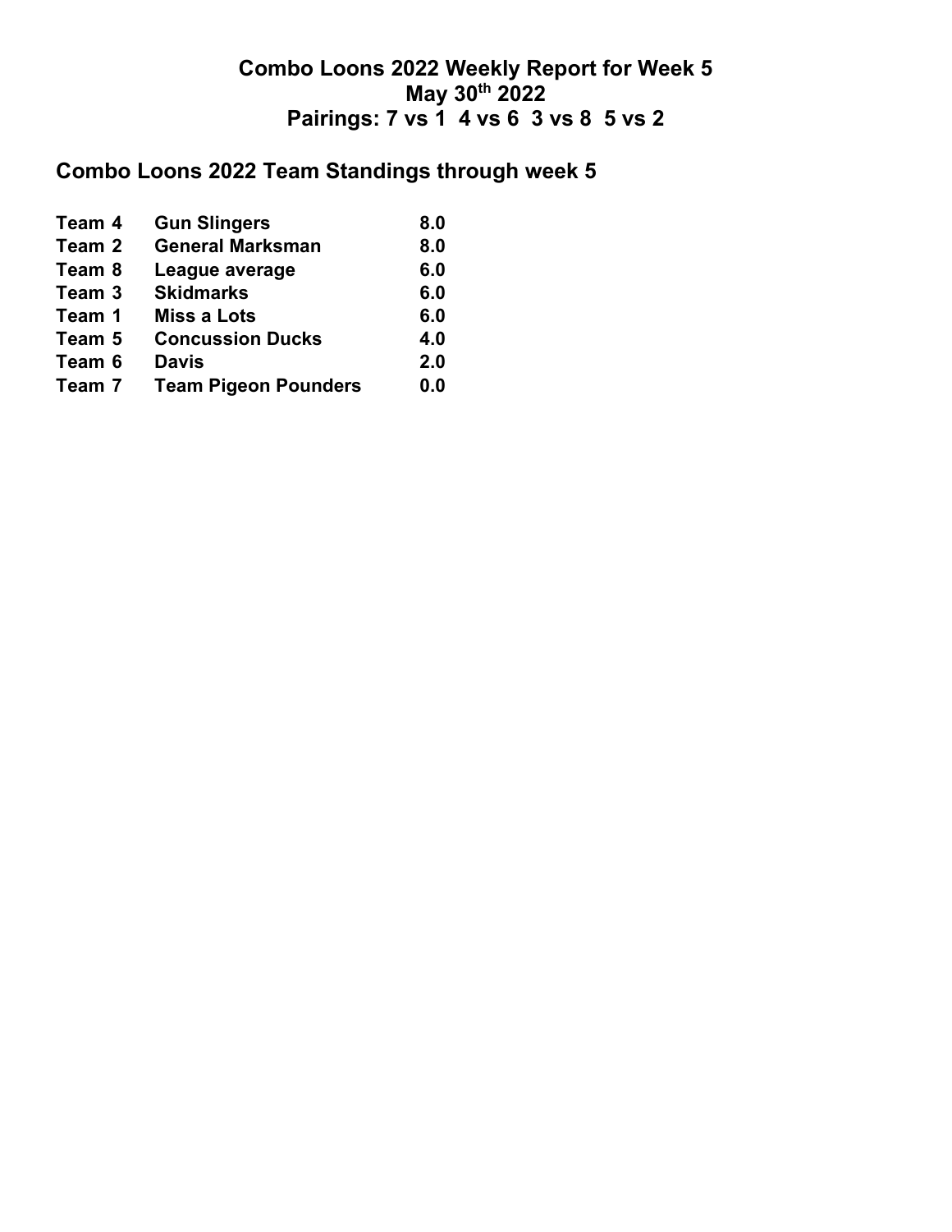# Combo Loons 2022 Weekly Report for Week 5

## May 30th 2022

## Pairings: 7 vs 1 4 vs 6 3 vs 8 5 vs 2

## Combo Loons 2022 Team Standings through week 5

| | | |
|---|---|---|
| **Team 4** | **Gun Slingers** | **8.0** |
| **Team 2** | **General Marksman** | **8.0** |
| **Team 8** | **League average** | **6.0** |
| **Team 3** | **Skidmarks** | **6.0** |
| **Team 1** | **Miss a Lots** | **6.0** |
| **Team 5** | **Concussion Ducks** | **4.0** |
| **Team 6** | **Davis** | **2.0** |
| **Team 7** | **Team Pigeon Pounders** | **0.0** |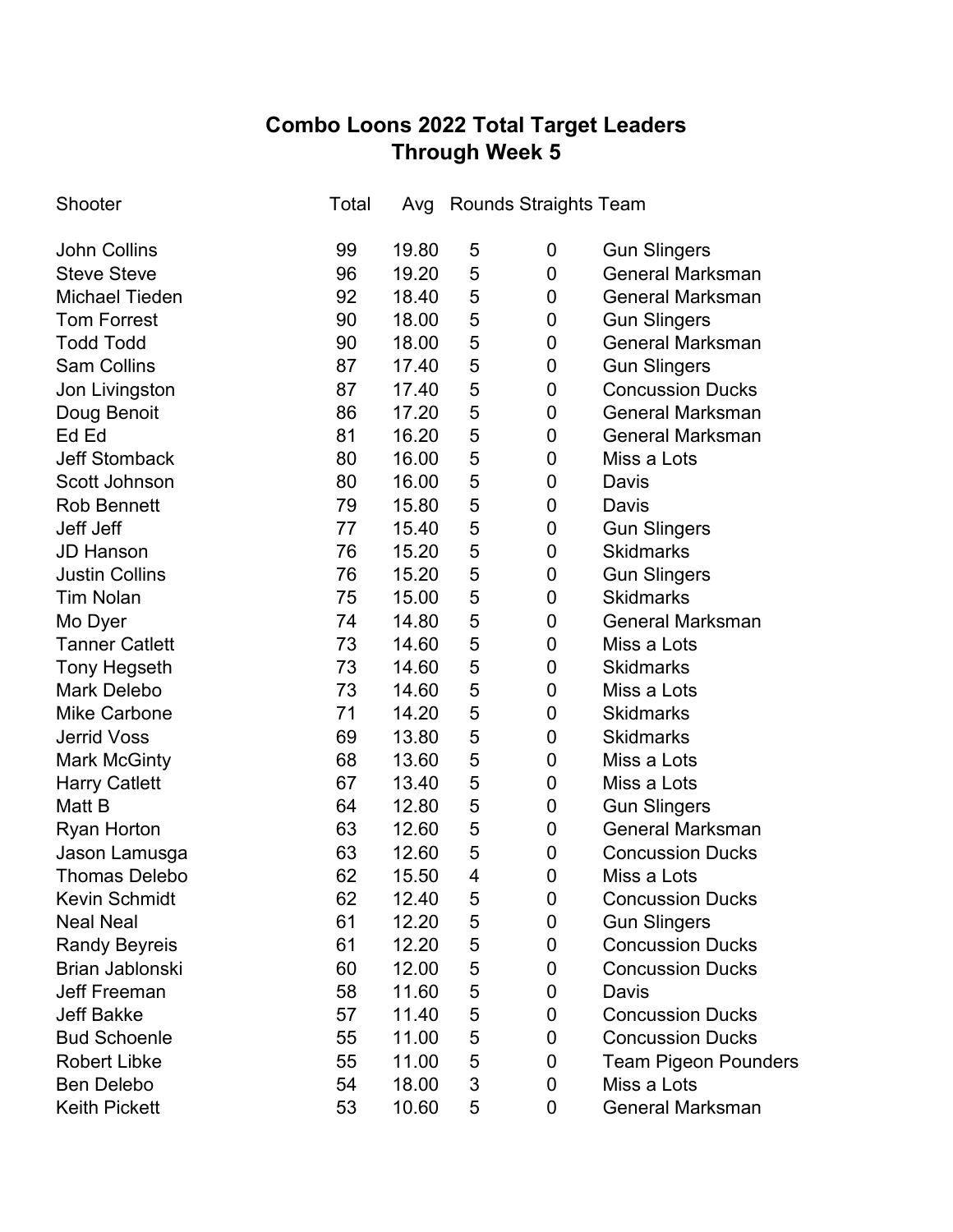# Combo Loons 2022 Total Target Leaders
## Through Week 5

| Shooter | Total | Avg | Rounds | Straights | Team |
|---|---|---|---|---|---|
| John Collins | 99 | 19.80 | 5 | 0 | Gun Slingers |
| Steve Steve | 96 | 19.20 | 5 | 0 | General Marksman |
| Michael Tieden | 92 | 18.40 | 5 | 0 | General Marksman |
| Tom Forrest | 90 | 18.00 | 5 | 0 | Gun Slingers |
| Todd Todd | 90 | 18.00 | 5 | 0 | General Marksman |
| Sam Collins | 87 | 17.40 | 5 | 0 | Gun Slingers |
| Jon Livingston | 87 | 17.40 | 5 | 0 | Concussion Ducks |
| Doug Benoit | 86 | 17.20 | 5 | 0 | General Marksman |
| Ed Ed | 81 | 16.20 | 5 | 0 | General Marksman |
| Jeff Stomback | 80 | 16.00 | 5 | 0 | Miss a Lots |
| Scott Johnson | 80 | 16.00 | 5 | 0 | Davis |
| Rob Bennett | 79 | 15.80 | 5 | 0 | Davis |
| Jeff Jeff | 77 | 15.40 | 5 | 0 | Gun Slingers |
| JD Hanson | 76 | 15.20 | 5 | 0 | Skidmarks |
| Justin Collins | 76 | 15.20 | 5 | 0 | Gun Slingers |
| Tim Nolan | 75 | 15.00 | 5 | 0 | Skidmarks |
| Mo Dyer | 74 | 14.80 | 5 | 0 | General Marksman |
| Tanner Catlett | 73 | 14.60 | 5 | 0 | Miss a Lots |
| Tony Hegseth | 73 | 14.60 | 5 | 0 | Skidmarks |
| Mark Delebo | 73 | 14.60 | 5 | 0 | Miss a Lots |
| Mike Carbone | 71 | 14.20 | 5 | 0 | Skidmarks |
| Jerrid Voss | 69 | 13.80 | 5 | 0 | Skidmarks |
| Mark McGinty | 68 | 13.60 | 5 | 0 | Miss a Lots |
| Harry Catlett | 67 | 13.40 | 5 | 0 | Miss a Lots |
| Matt B | 64 | 12.80 | 5 | 0 | Gun Slingers |
| Ryan Horton | 63 | 12.60 | 5 | 0 | General Marksman |
| Jason Lamusga | 63 | 12.60 | 5 | 0 | Concussion Ducks |
| Thomas Delebo | 62 | 15.50 | 4 | 0 | Miss a Lots |
| Kevin Schmidt | 62 | 12.40 | 5 | 0 | Concussion Ducks |
| Neal Neal | 61 | 12.20 | 5 | 0 | Gun Slingers |
| Randy Beyreis | 61 | 12.20 | 5 | 0 | Concussion Ducks |
| Brian Jablonski | 60 | 12.00 | 5 | 0 | Concussion Ducks |
| Jeff Freeman | 58 | 11.60 | 5 | 0 | Davis |
| Jeff Bakke | 57 | 11.40 | 5 | 0 | Concussion Ducks |
| Bud Schoenle | 55 | 11.00 | 5 | 0 | Concussion Ducks |
| Robert Libke | 55 | 11.00 | 5 | 0 | Team Pigeon Pounders |
| Ben Delebo | 54 | 18.00 | 3 | 0 | Miss a Lots |
| Keith Pickett | 53 | 10.60 | 5 | 0 | General Marksman |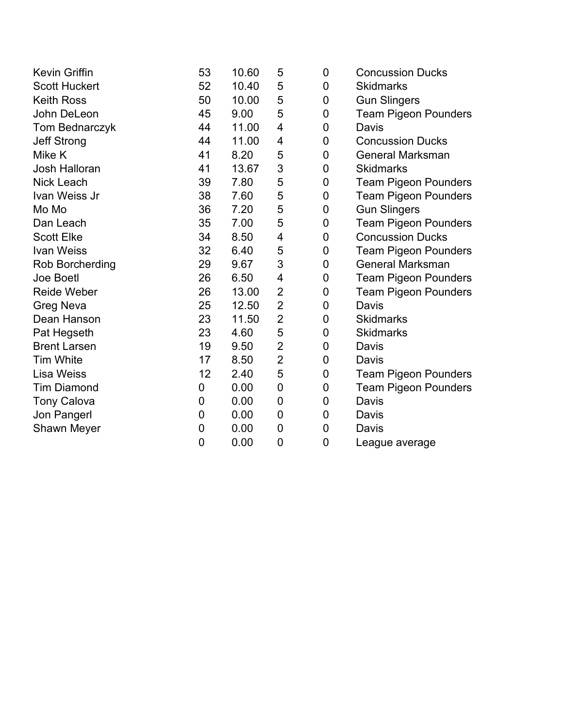| | | | | | |
|---|---|---|---|---|---|
| Kevin Griffin | 53 | 10.60 | 5 | 0 | Concussion Ducks |
| Scott Huckert | 52 | 10.40 | 5 | 0 | Skidmarks |
| Keith Ross | 50 | 10.00 | 5 | 0 | Gun Slingers |
| John DeLeon | 45 | 9.00 | 5 | 0 | Team Pigeon Pounders |
| Tom Bednarczyk | 44 | 11.00 | 4 | 0 | Davis |
| Jeff Strong | 44 | 11.00 | 4 | 0 | Concussion Ducks |
| Mike K | 41 | 8.20 | 5 | 0 | General Marksman |
| Josh Halloran | 41 | 13.67 | 3 | 0 | Skidmarks |
| Nick Leach | 39 | 7.80 | 5 | 0 | Team Pigeon Pounders |
| Ivan Weiss Jr | 38 | 7.60 | 5 | 0 | Team Pigeon Pounders |
| Mo Mo | 36 | 7.20 | 5 | 0 | Gun Slingers |
| Dan Leach | 35 | 7.00 | 5 | 0 | Team Pigeon Pounders |
| Scott Elke | 34 | 8.50 | 4 | 0 | Concussion Ducks |
| Ivan Weiss | 32 | 6.40 | 5 | 0 | Team Pigeon Pounders |
| Rob Borcherding | 29 | 9.67 | 3 | 0 | General Marksman |
| Joe Boetl | 26 | 6.50 | 4 | 0 | Team Pigeon Pounders |
| Reide Weber | 26 | 13.00 | 2 | 0 | Team Pigeon Pounders |
| Greg Neva | 25 | 12.50 | 2 | 0 | Davis |
| Dean Hanson | 23 | 11.50 | 2 | 0 | Skidmarks |
| Pat Hegseth | 23 | 4.60 | 5 | 0 | Skidmarks |
| Brent Larsen | 19 | 9.50 | 2 | 0 | Davis |
| Tim White | 17 | 8.50 | 2 | 0 | Davis |
| Lisa Weiss | 12 | 2.40 | 5 | 0 | Team Pigeon Pounders |
| Tim Diamond | 0 | 0.00 | 0 | 0 | Team Pigeon Pounders |
| Tony Calova | 0 | 0.00 | 0 | 0 | Davis |
| Jon Pangerl | 0 | 0.00 | 0 | 0 | Davis |
| Shawn Meyer | 0 | 0.00 | 0 | 0 | Davis |
| | 0 | 0.00 | 0 | 0 | League average |